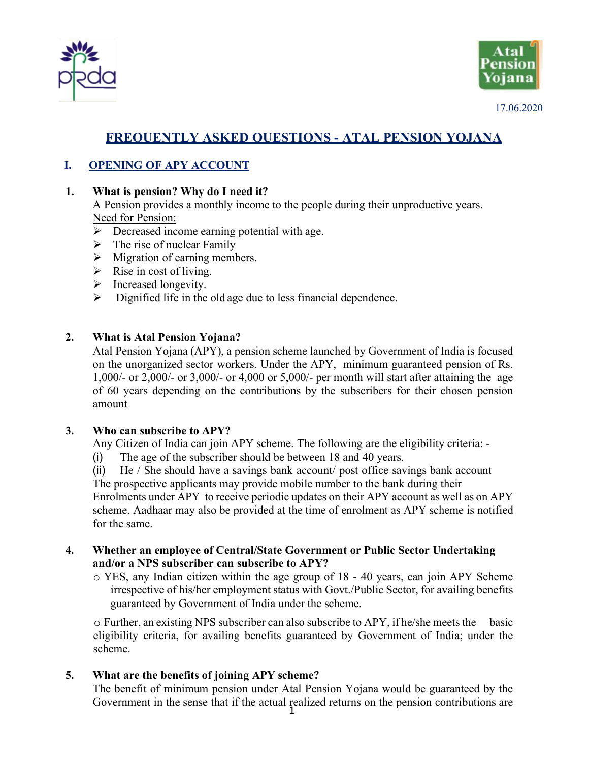17.06.2020

# FREQUENTLY ASKED QUESTIONS - ATAL PENSION YOJANA

## I. OPENING OF APY ACCOUNT

**1. What is pension? Why do I need it?**

A Pension provides a monthly income to the people during their unproductive years.

Need for Pension:

- Decreased income earning potential with age.
- The rise of nuclear Family
- Migration of earning members.
- Rise in cost of living.
- Increased longevity.
- Dignified life in the old age due to less financial dependence.

**2. What is Atal Pension Yojana?**

Atal Pension Yojana (APY), a pension scheme launched by Government of India is focused on the unorganized sector workers. Under the APY, minimum guaranteed pension of Rs. 1,000/- or 2,000/- or 3,000/- or 4,000 or 5,000/- per month will start after attaining the age of 60 years depending on the contributions by the subscribers for their chosen pension amount

**3. Who can subscribe to APY?**

Any Citizen of India can join APY scheme. The following are the eligibility criteria: -

(i) The age of the subscriber should be between 18 and 40 years.

(ii) He / She should have a savings bank account/ post office savings bank account

The prospective applicants may provide mobile number to the bank during their Enrolments under APY to receive periodic updates on their APY account as well as on APY scheme. Aadhaar may also be provided at the time of enrolment as APY scheme is notified for the same.

**4. Whether an employee of Central/State Government or Public Sector Undertaking and/or a NPS subscriber can subscribe to APY?**

- YES, any Indian citizen within the age group of 18 - 40 years, can join APY Scheme irrespective of his/her employment status with Govt./Public Sector, for availing benefits guaranteed by Government of India under the scheme.

- Further, an existing NPS subscriber can also subscribe to APY, if he/she meets the basic eligibility criteria, for availing benefits guaranteed by Government of India; under the scheme.

**5. What are the benefits of joining APY scheme?**

The benefit of minimum pension under Atal Pension Yojana would be guaranteed by the Government in the sense that if the actual realized returns on the pension contributions are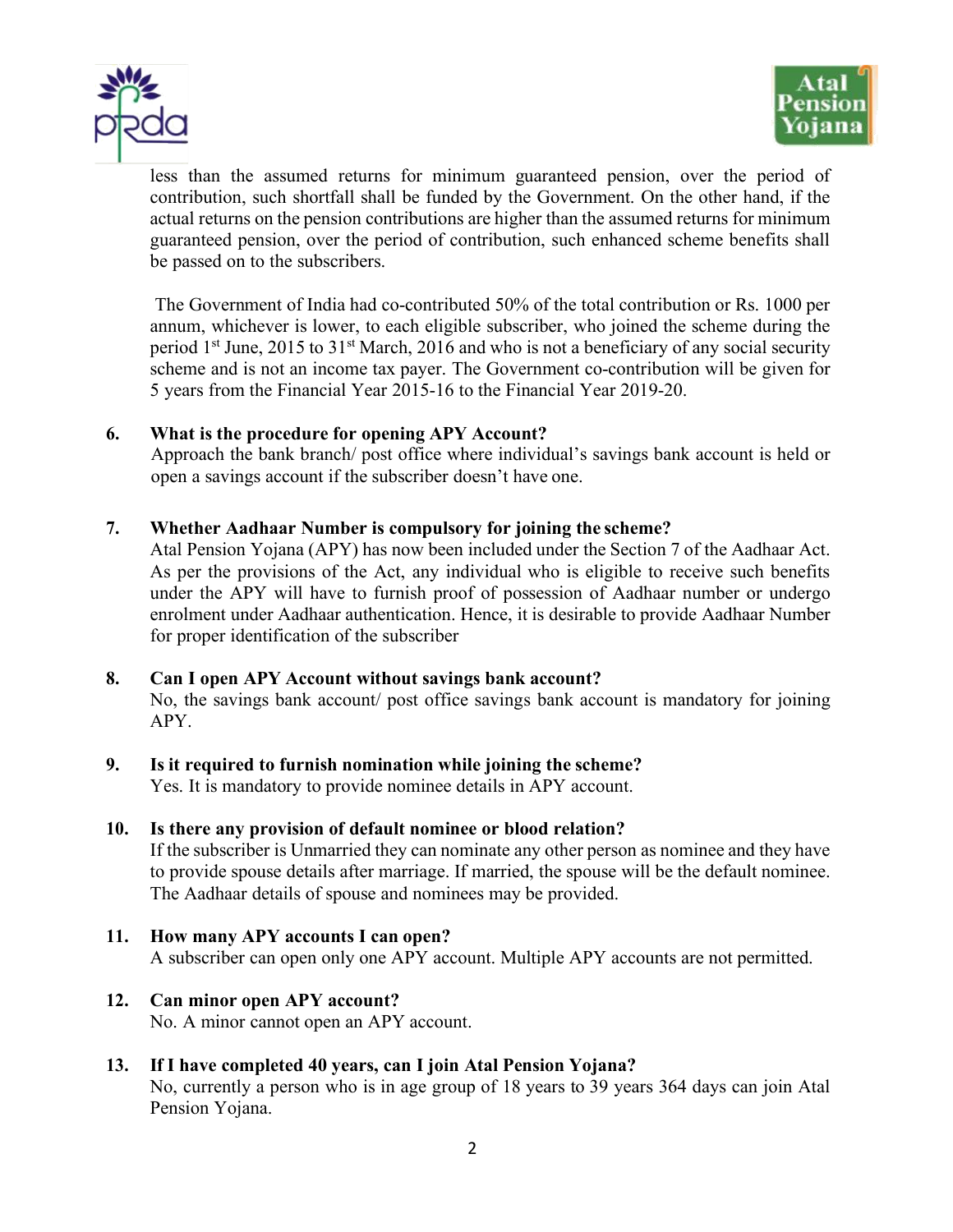less than the assumed returns for minimum guaranteed pension, over the period of contribution, such shortfall shall be funded by the Government. On the other hand, if the actual returns on the pension contributions are higher than the assumed returns for minimum guaranteed pension, over the period of contribution, such enhanced scheme benefits shall be passed on to the subscribers.

The Government of India had co-contributed 50% of the total contribution or Rs. 1000 per annum, whichever is lower, to each eligible subscriber, who joined the scheme during the period 1st June, 2015 to 31st March, 2016 and who is not a beneficiary of any social security scheme and is not an income tax payer. The Government co-contribution will be given for 5 years from the Financial Year 2015-16 to the Financial Year 2019-20.

**6. What is the procedure for opening APY Account?**

Approach the bank branch/ post office where individual's savings bank account is held or open a savings account if the subscriber doesn't have one.

**7. Whether Aadhaar Number is compulsory for joining the scheme?**

Atal Pension Yojana (APY) has now been included under the Section 7 of the Aadhaar Act. As per the provisions of the Act, any individual who is eligible to receive such benefits under the APY will have to furnish proof of possession of Aadhaar number or undergo enrolment under Aadhaar authentication. Hence, it is desirable to provide Aadhaar Number for proper identification of the subscriber

**8. Can I open APY Account without savings bank account?**

No, the savings bank account/ post office savings bank account is mandatory for joining APY.

**9. Is it required to furnish nomination while joining the scheme?**

Yes. It is mandatory to provide nominee details in APY account.

**10. Is there any provision of default nominee or blood relation?**

If the subscriber is Unmarried they can nominate any other person as nominee and they have to provide spouse details after marriage. If married, the spouse will be the default nominee. The Aadhaar details of spouse and nominees may be provided.

**11. How many APY accounts I can open?**

A subscriber can open only one APY account. Multiple APY accounts are not permitted.

**12. Can minor open APY account?**

No. A minor cannot open an APY account.

**13. If I have completed 40 years, can I join Atal Pension Yojana?**

No, currently a person who is in age group of 18 years to 39 years 364 days can join Atal Pension Yojana.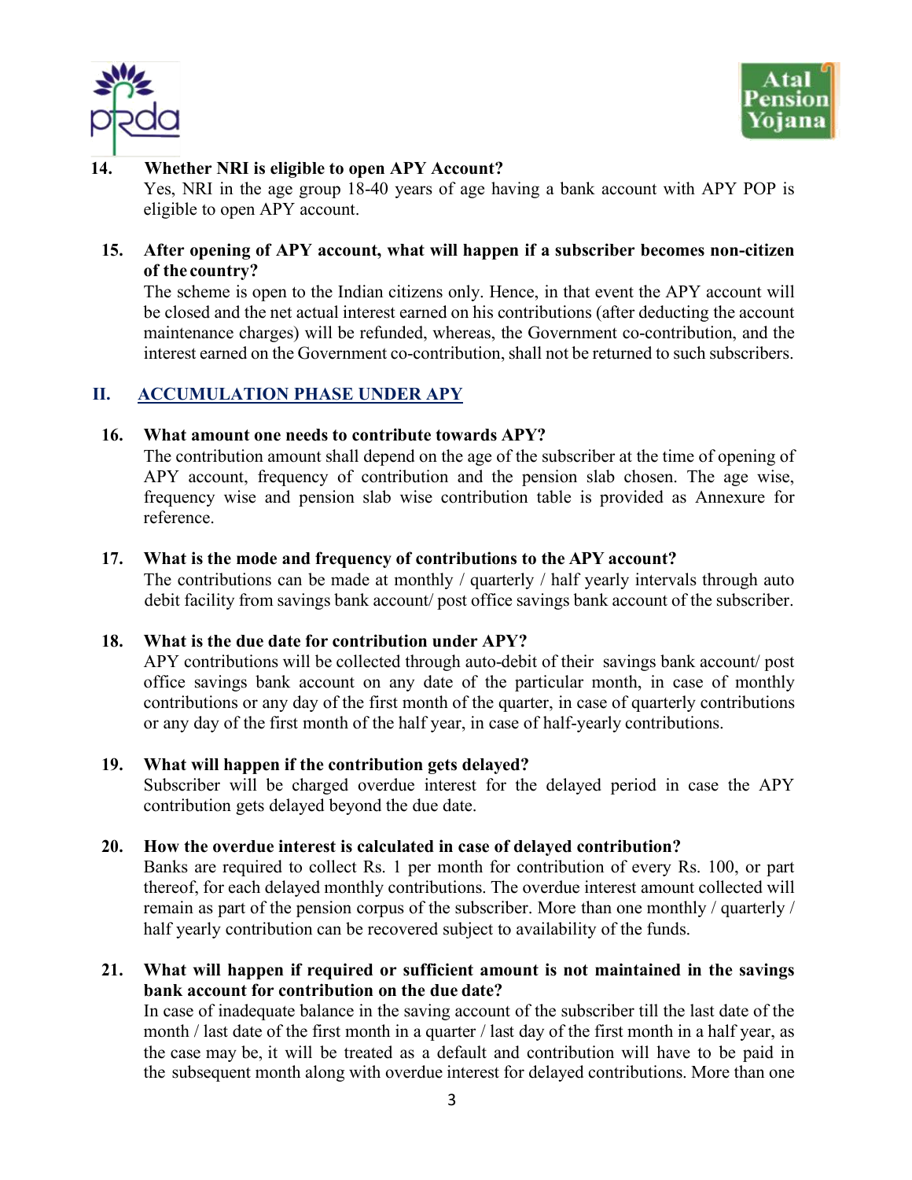**14. Whether NRI is eligible to open APY Account?**

Yes, NRI in the age group 18-40 years of age having a bank account with APY POP is eligible to open APY account.

**15. After opening of APY account, what will happen if a subscriber becomes non-citizen of the country?**

The scheme is open to the Indian citizens only. Hence, in that event the APY account will be closed and the net actual interest earned on his contributions (after deducting the account maintenance charges) will be refunded, whereas, the Government co-contribution, and the interest earned on the Government co-contribution, shall not be returned to such subscribers.

## II. ACCUMULATION PHASE UNDER APY

**16. What amount one needs to contribute towards APY?**

The contribution amount shall depend on the age of the subscriber at the time of opening of APY account, frequency of contribution and the pension slab chosen. The age wise, frequency wise and pension slab wise contribution table is provided as Annexure for reference.

**17. What is the mode and frequency of contributions to the APY account?**

The contributions can be made at monthly / quarterly / half yearly intervals through auto debit facility from savings bank account/ post office savings bank account of the subscriber.

**18. What is the due date for contribution under APY?**

APY contributions will be collected through auto-debit of their savings bank account/ post office savings bank account on any date of the particular month, in case of monthly contributions or any day of the first month of the quarter, in case of quarterly contributions or any day of the first month of the half year, in case of half-yearly contributions.

**19. What will happen if the contribution gets delayed?**

Subscriber will be charged overdue interest for the delayed period in case the APY contribution gets delayed beyond the due date.

**20. How the overdue interest is calculated in case of delayed contribution?**

Banks are required to collect Rs. 1 per month for contribution of every Rs. 100, or part thereof, for each delayed monthly contributions. The overdue interest amount collected will remain as part of the pension corpus of the subscriber. More than one monthly / quarterly / half yearly contribution can be recovered subject to availability of the funds.

**21. What will happen if required or sufficient amount is not maintained in the savings bank account for contribution on the due date?**

In case of inadequate balance in the saving account of the subscriber till the last date of the month / last date of the first month in a quarter / last day of the first month in a half year, as the case may be, it will be treated as a default and contribution will have to be paid in the subsequent month along with overdue interest for delayed contributions. More than one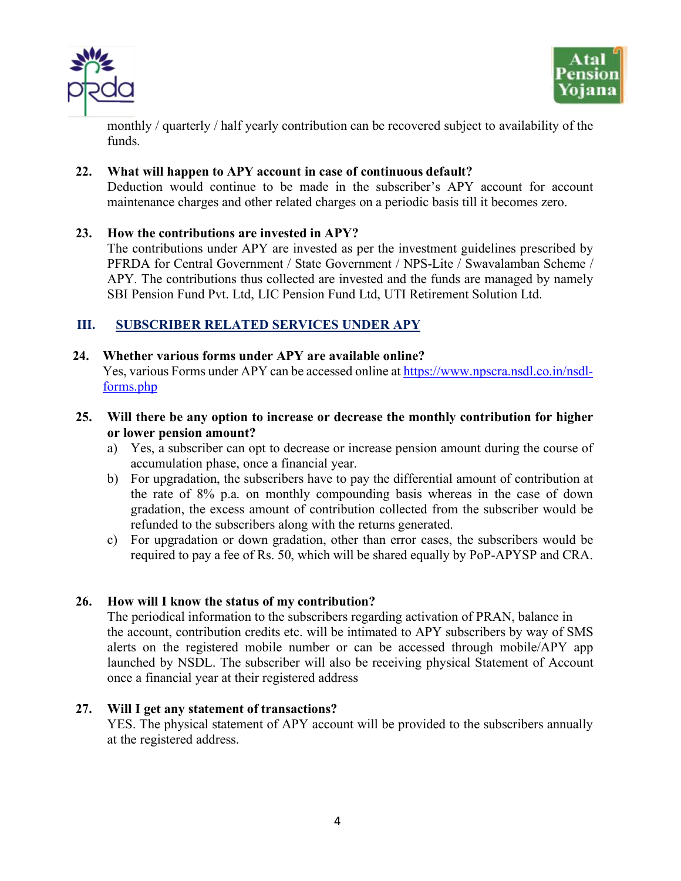monthly / quarterly / half yearly contribution can be recovered subject to availability of the funds.

**22. What will happen to APY account in case of continuous default?**

Deduction would continue to be made in the subscriber's APY account for account maintenance charges and other related charges on a periodic basis till it becomes zero.

**23. How the contributions are invested in APY?**

The contributions under APY are invested as per the investment guidelines prescribed by PFRDA for Central Government / State Government / NPS-Lite / Swavalamban Scheme / APY. The contributions thus collected are invested and the funds are managed by namely SBI Pension Fund Pvt. Ltd, LIC Pension Fund Ltd, UTI Retirement Solution Ltd.

## III. SUBSCRIBER RELATED SERVICES UNDER APY

**24. Whether various forms under APY are available online?**

Yes, various Forms under APY can be accessed online at [https://www.npscra.nsdl.co.in/nsdl-forms.php](https://www.npscra.nsdl.co.in/nsdl-forms.php)

**25. Will there be any option to increase or decrease the monthly contribution for higher or lower pension amount?**

a) Yes, a subscriber can opt to decrease or increase pension amount during the course of accumulation phase, once a financial year.

b) For upgradation, the subscribers have to pay the differential amount of contribution at the rate of 8% p.a. on monthly compounding basis whereas in the case of down gradation, the excess amount of contribution collected from the subscriber would be refunded to the subscribers along with the returns generated.

c) For upgradation or down gradation, other than error cases, the subscribers would be required to pay a fee of Rs. 50, which will be shared equally by PoP-APYSP and CRA.

**26. How will I know the status of my contribution?**

The periodical information to the subscribers regarding activation of PRAN, balance in the account, contribution credits etc. will be intimated to APY subscribers by way of SMS alerts on the registered mobile number or can be accessed through mobile/APY app launched by NSDL. The subscriber will also be receiving physical Statement of Account once a financial year at their registered address

**27. Will I get any statement of transactions?**

YES. The physical statement of APY account will be provided to the subscribers annually at the registered address.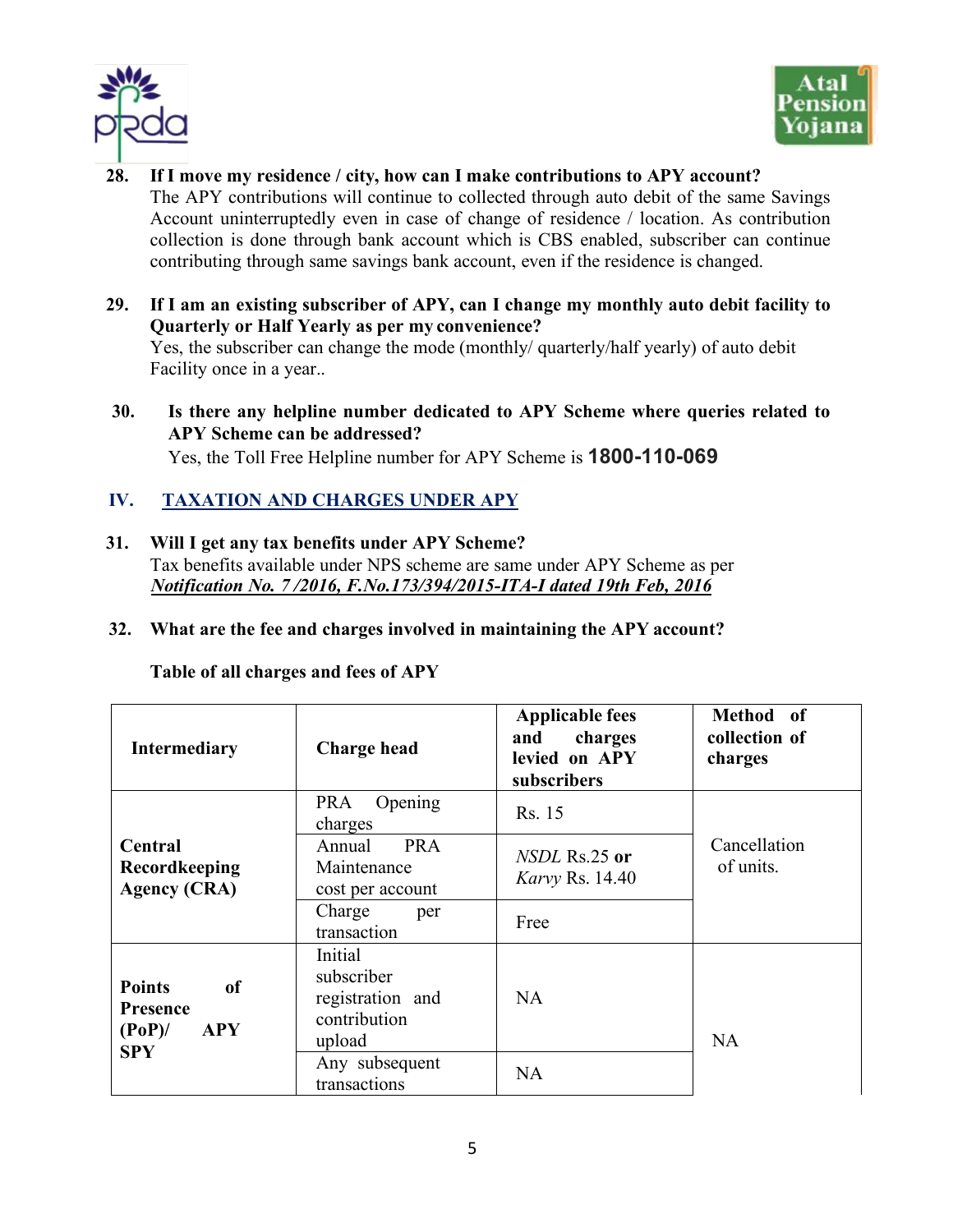**28. If I move my residence / city, how can I make contributions to APY account?**

The APY contributions will continue to collected through auto debit of the same Savings Account uninterruptedly even in case of change of residence / location. As contribution collection is done through bank account which is CBS enabled, subscriber can continue contributing through same savings bank account, even if the residence is changed.

**29. If I am an existing subscriber of APY, can I change my monthly auto debit facility to Quarterly or Half Yearly as per my convenience?**

Yes, the subscriber can change the mode (monthly/ quarterly/half yearly) of auto debit Facility once in a year..

**30. Is there any helpline number dedicated to APY Scheme where queries related to APY Scheme can be addressed?**

Yes, the Toll Free Helpline number for APY Scheme is **1800-110-069**

## IV. TAXATION AND CHARGES UNDER APY

**31. Will I get any tax benefits under APY Scheme?**

Tax benefits available under NPS scheme are same under APY Scheme as per ***Notification No. 7 /2016, F.No.173/394/2015-ITA-I dated 19th Feb, 2016***

**32. What are the fee and charges involved in maintaining the APY account?**

**Table of all charges and fees of APY**

| Intermediary | Charge head | Applicable fees and charges levied on APY subscribers | Method of collection of charges |
|---|---|---|---|
| **Central Recordkeeping Agency (CRA)** | PRA Opening charges | Rs. 15 | Cancellation of units. |
| | Annual PRA Maintenance cost per account | *NSDL* Rs.25 **or** *Karvy* Rs. 14.40 | |
| | Charge per transaction | Free | |
| **Points of Presence (PoP)/ APY SPY** | Initial subscriber registration and contribution upload | NA | NA |
| | Any subsequent transactions | NA | |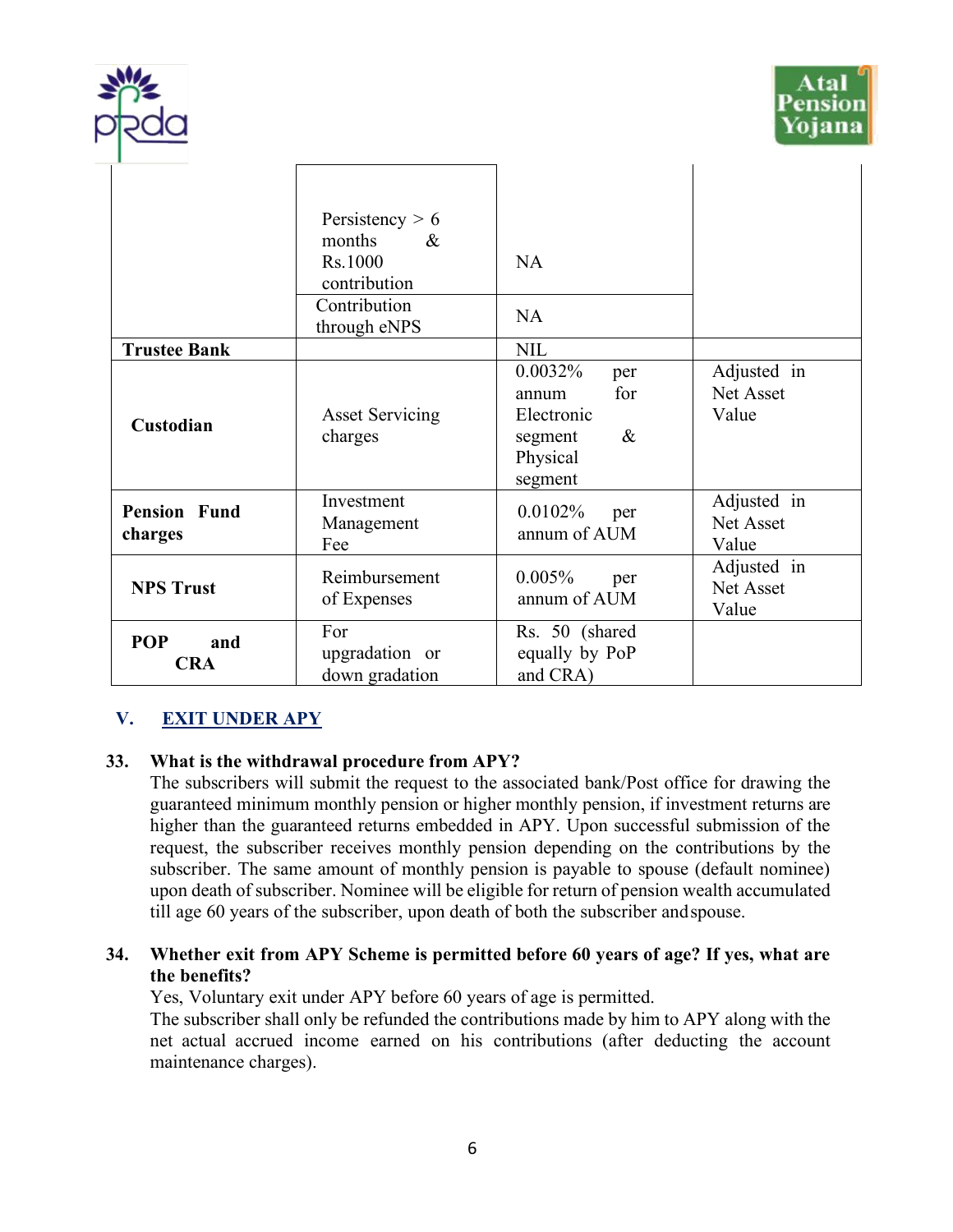| | | | |
|---|---|---|---|
| | Persistency > 6 months & Rs.1000 contribution | NA | |
| | Contribution through eNPS | NA | |
| **Trustee Bank** | | NIL | |
| **Custodian** | Asset Servicing charges | 0.0032% per annum for Electronic segment & Physical segment | Adjusted in Net Asset Value |
| **Pension Fund charges** | Investment Management Fee | 0.0102% per annum of AUM | Adjusted in Net Asset Value |
| **NPS Trust** | Reimbursement of Expenses | 0.005% per annum of AUM | Adjusted in Net Asset Value |
| **POP and CRA** | For upgradation or down gradation | Rs. 50 (shared equally by PoP and CRA) | |

## V. EXIT UNDER APY

**33. What is the withdrawal procedure from APY?**

The subscribers will submit the request to the associated bank/Post office for drawing the guaranteed minimum monthly pension or higher monthly pension, if investment returns are higher than the guaranteed returns embedded in APY. Upon successful submission of the request, the subscriber receives monthly pension depending on the contributions by the subscriber. The same amount of monthly pension is payable to spouse (default nominee) upon death of subscriber. Nominee will be eligible for return of pension wealth accumulated till age 60 years of the subscriber, upon death of both the subscriber and spouse.

**34. Whether exit from APY Scheme is permitted before 60 years of age? If yes, what are the benefits?**

Yes, Voluntary exit under APY before 60 years of age is permitted.

The subscriber shall only be refunded the contributions made by him to APY along with the net actual accrued income earned on his contributions (after deducting the account maintenance charges).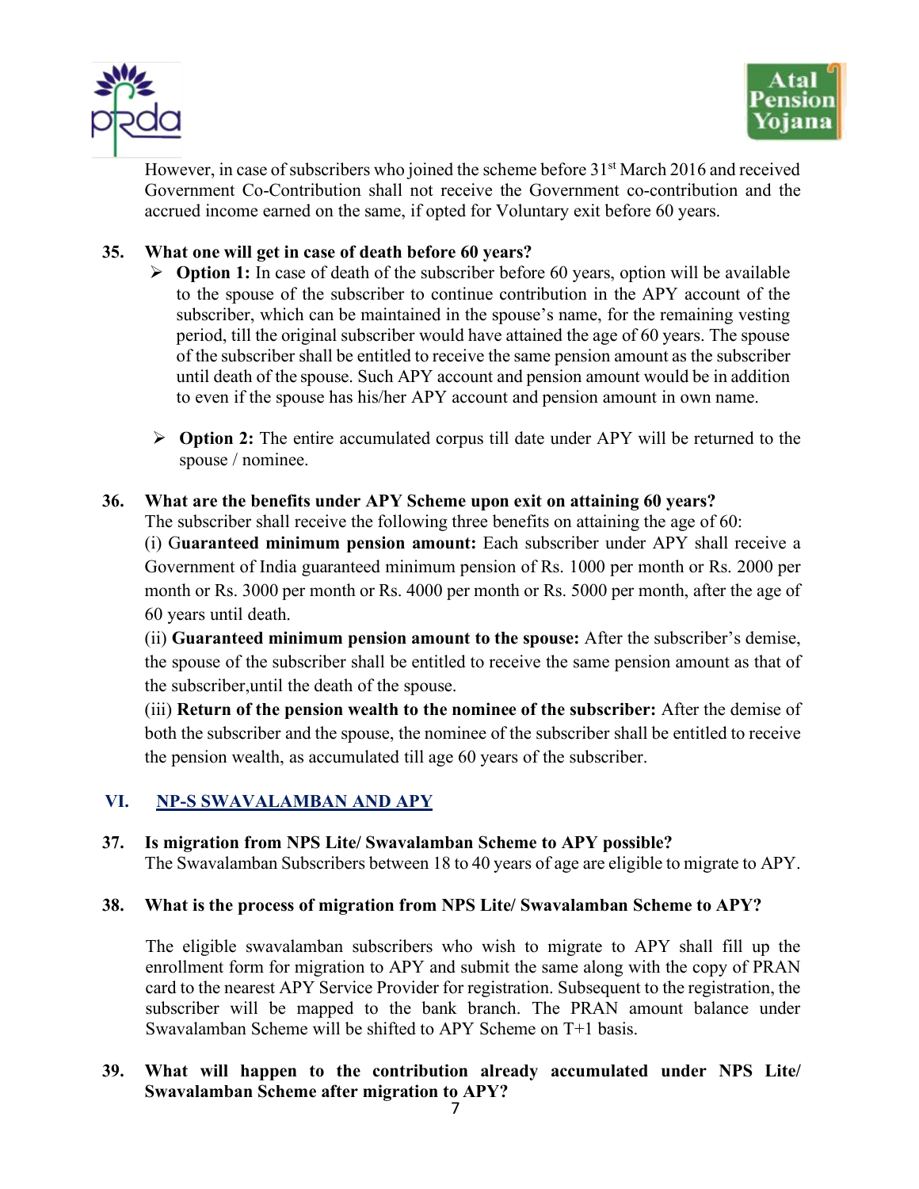However, in case of subscribers who joined the scheme before 31st March 2016 and received Government Co-Contribution shall not receive the Government co-contribution and the accrued income earned on the same, if opted for Voluntary exit before 60 years.

**35. What one will get in case of death before 60 years?**

- **Option 1:** In case of death of the subscriber before 60 years, option will be available to the spouse of the subscriber to continue contribution in the APY account of the subscriber, which can be maintained in the spouse's name, for the remaining vesting period, till the original subscriber would have attained the age of 60 years. The spouse of the subscriber shall be entitled to receive the same pension amount as the subscriber until death of the spouse. Such APY account and pension amount would be in addition to even if the spouse has his/her APY account and pension amount in own name.

- **Option 2:** The entire accumulated corpus till date under APY will be returned to the spouse / nominee.

**36. What are the benefits under APY Scheme upon exit on attaining 60 years?**

The subscriber shall receive the following three benefits on attaining the age of 60:

(i) G**uaranteed minimum pension amount:** Each subscriber under APY shall receive a Government of India guaranteed minimum pension of Rs. 1000 per month or Rs. 2000 per month or Rs. 3000 per month or Rs. 4000 per month or Rs. 5000 per month, after the age of 60 years until death.

(ii) **Guaranteed minimum pension amount to the spouse:** After the subscriber's demise, the spouse of the subscriber shall be entitled to receive the same pension amount as that of the subscriber,until the death of the spouse.

(iii) **Return of the pension wealth to the nominee of the subscriber:** After the demise of both the subscriber and the spouse, the nominee of the subscriber shall be entitled to receive the pension wealth, as accumulated till age 60 years of the subscriber.

## VI. NP-S SWAVALAMBAN AND APY

**37. Is migration from NPS Lite/ Swavalamban Scheme to APY possible?**

The Swavalamban Subscribers between 18 to 40 years of age are eligible to migrate to APY.

**38. What is the process of migration from NPS Lite/ Swavalamban Scheme to APY?**

The eligible swavalamban subscribers who wish to migrate to APY shall fill up the enrollment form for migration to APY and submit the same along with the copy of PRAN card to the nearest APY Service Provider for registration. Subsequent to the registration, the subscriber will be mapped to the bank branch. The PRAN amount balance under Swavalamban Scheme will be shifted to APY Scheme on T+1 basis.

**39. What will happen to the contribution already accumulated under NPS Lite/ Swavalamban Scheme after migration to APY?**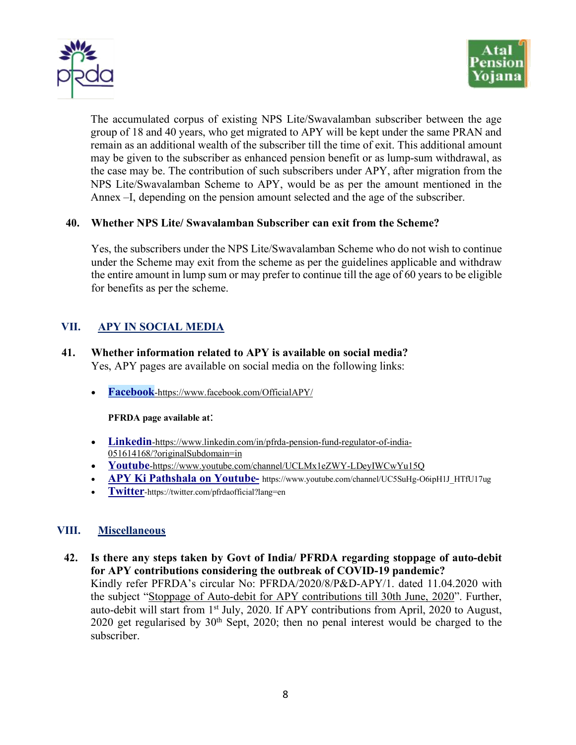The accumulated corpus of existing NPS Lite/Swavalamban subscriber between the age group of 18 and 40 years, who get migrated to APY will be kept under the same PRAN and remain as an additional wealth of the subscriber till the time of exit. This additional amount may be given to the subscriber as enhanced pension benefit or as lump-sum withdrawal, as the case may be. The contribution of such subscribers under APY, after migration from the NPS Lite/Swavalamban Scheme to APY, would be as per the amount mentioned in the Annex –I, depending on the pension amount selected and the age of the subscriber.

**40. Whether NPS Lite/ Swavalamban Subscriber can exit from the Scheme?**

Yes, the subscribers under the NPS Lite/Swavalamban Scheme who do not wish to continue under the Scheme may exit from the scheme as per the guidelines applicable and withdraw the entire amount in lump sum or may prefer to continue till the age of 60 years to be eligible for benefits as per the scheme.

## VII. APY IN SOCIAL MEDIA

**41. Whether information related to APY is available on social media?**
Yes, APY pages are available on social media on the following links:

- **Facebook**-https://www.facebook.com/OfficialAPY/

**PFRDA page available at:**

- **Linkedin**-https://www.linkedin.com/in/pfrda-pension-fund-regulator-of-india-051614168/?originalSubdomain=in
- **Youtube**-https://www.youtube.com/channel/UCLMx1eZWY-LDeyIWCwYu15Q
- **APY Ki Pathshala on Youtube-** https://www.youtube.com/channel/UC5SuHg-O6ipH1J_HTfU17ug
- **Twitter**-https://twitter.com/pfrdaofficial?lang=en

## VIII. Miscellaneous

**42. Is there any steps taken by Govt of India/ PFRDA regarding stoppage of auto-debit for APY contributions considering the outbreak of COVID-19 pandemic?**
Kindly refer PFRDA's circular No: PFRDA/2020/8/P&D-APY/1. dated 11.04.2020 with the subject "Stoppage of Auto-debit for APY contributions till 30th June, 2020". Further, auto-debit will start from 1st July, 2020. If APY contributions from April, 2020 to August, 2020 get regularised by 30th Sept, 2020; then no penal interest would be charged to the subscriber.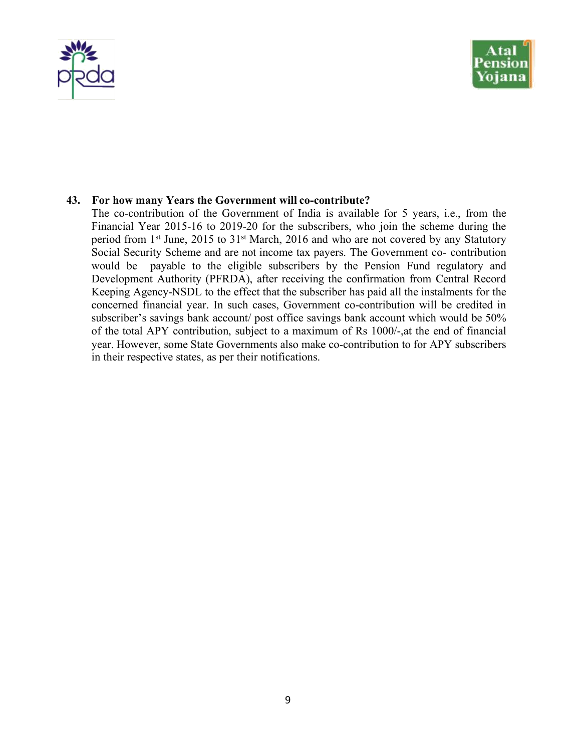**43. For how many Years the Government will co-contribute?**

The co-contribution of the Government of India is available for 5 years, i.e., from the Financial Year 2015-16 to 2019-20 for the subscribers, who join the scheme during the period from 1st June, 2015 to 31st March, 2016 and who are not covered by any Statutory Social Security Scheme and are not income tax payers. The Government co- contribution would be payable to the eligible subscribers by the Pension Fund regulatory and Development Authority (PFRDA), after receiving the confirmation from Central Record Keeping Agency-NSDL to the effect that the subscriber has paid all the instalments for the concerned financial year. In such cases, Government co-contribution will be credited in subscriber's savings bank account/ post office savings bank account which would be 50% of the total APY contribution, subject to a maximum of Rs 1000/-,at the end of financial year. However, some State Governments also make co-contribution to for APY subscribers in their respective states, as per their notifications.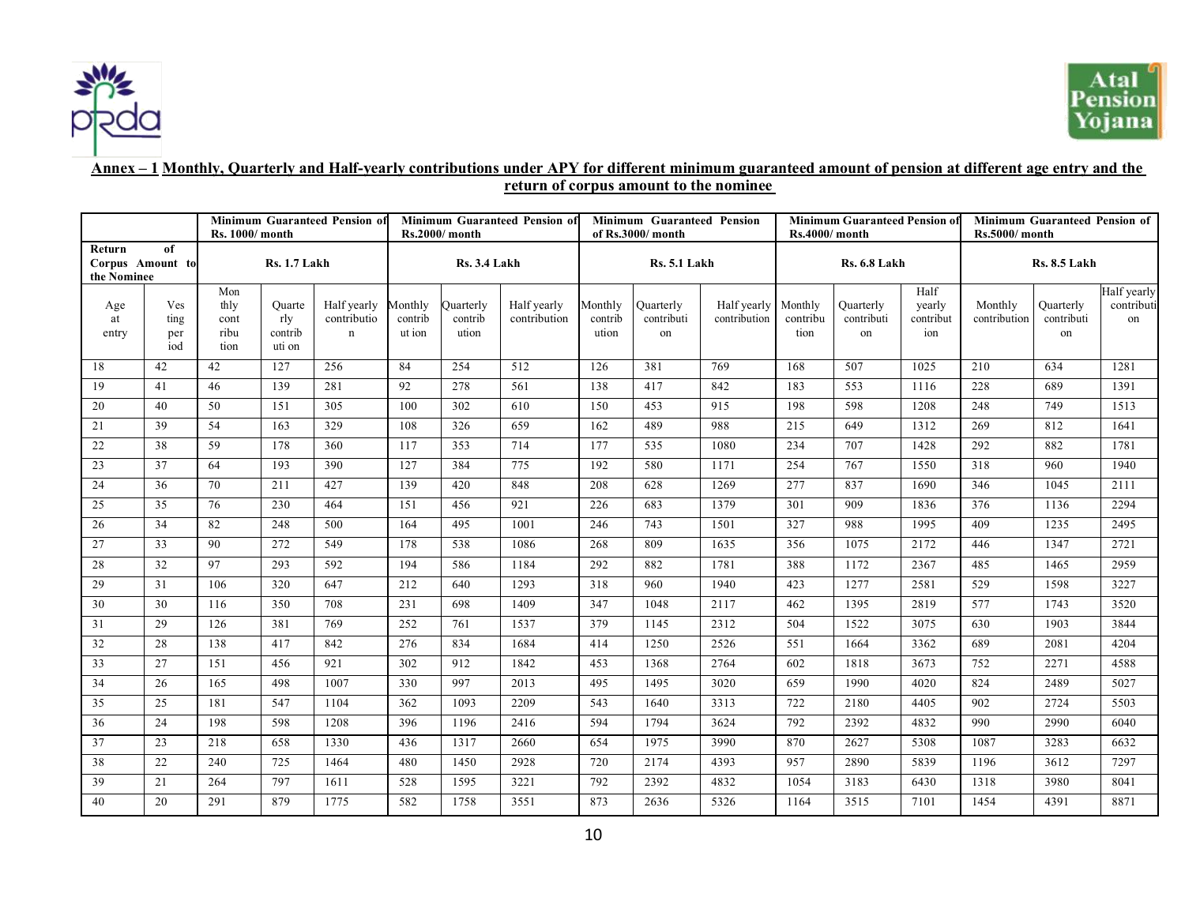**Annex – 1 Monthly, Quarterly and Half-yearly contributions under APY for different minimum guaranteed amount of pension at different age entry and the return of corpus amount to the nominee**

| | | Minimum Guaranteed Pension of Rs. 1000/ month | | | Minimum Guaranteed Pension of Rs.2000/ month | | | Minimum Guaranteed Pension of Rs.3000/ month | | | Minimum Guaranteed Pension of Rs.4000/ month | | | Minimum Guaranteed Pension of Rs.5000/ month | | |
|---|---|---|---|---|---|---|---|---|---|---|---|---|---|---|---|---|
| Return of Corpus Amount to the Nominee | | Rs. 1.7 Lakh | | | Rs. 3.4 Lakh | | | Rs. 5.1 Lakh | | | Rs. 6.8 Lakh | | | Rs. 8.5 Lakh | | |
| Age at entry | Vesting period | Monthly contribution | Quarterly contribution | Half yearly contribution | Monthly contribution | Quarterly contribution | Half yearly contribution | Monthly contribution | Quarterly contribution | Half yearly contribution | Monthly contribution | Quarterly contribution | Half yearly contribution | Monthly contribution | Quarterly contribution | Half yearly contribution |
| 18 | 42 | 42 | 127 | 256 | 84 | 254 | 512 | 126 | 381 | 769 | 168 | 507 | 1025 | 210 | 634 | 1281 |
| 19 | 41 | 46 | 139 | 281 | 92 | 278 | 561 | 138 | 417 | 842 | 183 | 553 | 1116 | 228 | 689 | 1391 |
| 20 | 40 | 50 | 151 | 305 | 100 | 302 | 610 | 150 | 453 | 915 | 198 | 598 | 1208 | 248 | 749 | 1513 |
| 21 | 39 | 54 | 163 | 329 | 108 | 326 | 659 | 162 | 489 | 988 | 215 | 649 | 1312 | 269 | 812 | 1641 |
| 22 | 38 | 59 | 178 | 360 | 117 | 353 | 714 | 177 | 535 | 1080 | 234 | 707 | 1428 | 292 | 882 | 1781 |
| 23 | 37 | 64 | 193 | 390 | 127 | 384 | 775 | 192 | 580 | 1171 | 254 | 767 | 1550 | 318 | 960 | 1940 |
| 24 | 36 | 70 | 211 | 427 | 139 | 420 | 848 | 208 | 628 | 1269 | 277 | 837 | 1690 | 346 | 1045 | 2111 |
| 25 | 35 | 76 | 230 | 464 | 151 | 456 | 921 | 226 | 683 | 1379 | 301 | 909 | 1836 | 376 | 1136 | 2294 |
| 26 | 34 | 82 | 248 | 500 | 164 | 495 | 1001 | 246 | 743 | 1501 | 327 | 988 | 1995 | 409 | 1235 | 2495 |
| 27 | 33 | 90 | 272 | 549 | 178 | 538 | 1086 | 268 | 809 | 1635 | 356 | 1075 | 2172 | 446 | 1347 | 2721 |
| 28 | 32 | 97 | 293 | 592 | 194 | 586 | 1184 | 292 | 882 | 1781 | 388 | 1172 | 2367 | 485 | 1465 | 2959 |
| 29 | 31 | 106 | 320 | 647 | 212 | 640 | 1293 | 318 | 960 | 1940 | 423 | 1277 | 2581 | 529 | 1598 | 3227 |
| 30 | 30 | 116 | 350 | 708 | 231 | 698 | 1409 | 347 | 1048 | 2117 | 462 | 1395 | 2819 | 577 | 1743 | 3520 |
| 31 | 29 | 126 | 381 | 769 | 252 | 761 | 1537 | 379 | 1145 | 2312 | 504 | 1522 | 3075 | 630 | 1903 | 3844 |
| 32 | 28 | 138 | 417 | 842 | 276 | 834 | 1684 | 414 | 1250 | 2526 | 551 | 1664 | 3362 | 689 | 2081 | 4204 |
| 33 | 27 | 151 | 456 | 921 | 302 | 912 | 1842 | 453 | 1368 | 2764 | 602 | 1818 | 3673 | 752 | 2271 | 4588 |
| 34 | 26 | 165 | 498 | 1007 | 330 | 997 | 2013 | 495 | 1495 | 3020 | 659 | 1990 | 4020 | 824 | 2489 | 5027 |
| 35 | 25 | 181 | 547 | 1104 | 362 | 1093 | 2209 | 543 | 1640 | 3313 | 722 | 2180 | 4405 | 902 | 2724 | 5503 |
| 36 | 24 | 198 | 598 | 1208 | 396 | 1196 | 2416 | 594 | 1794 | 3624 | 792 | 2392 | 4832 | 990 | 2990 | 6040 |
| 37 | 23 | 218 | 658 | 1330 | 436 | 1317 | 2660 | 654 | 1975 | 3990 | 870 | 2627 | 5308 | 1087 | 3283 | 6632 |
| 38 | 22 | 240 | 725 | 1464 | 480 | 1450 | 2928 | 720 | 2174 | 4393 | 957 | 2890 | 5839 | 1196 | 3612 | 7297 |
| 39 | 21 | 264 | 797 | 1611 | 528 | 1595 | 3221 | 792 | 2392 | 4832 | 1054 | 3183 | 6430 | 1318 | 3980 | 8041 |
| 40 | 20 | 291 | 879 | 1775 | 582 | 1758 | 3551 | 873 | 2636 | 5326 | 1164 | 3515 | 7101 | 1454 | 4391 | 8871 |